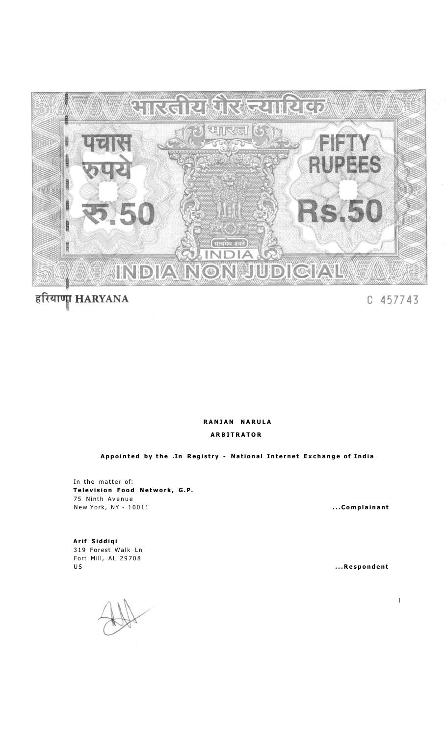भारतीय गैर न्यायिक

पचास रुपये रु.50

भारत

सत्यमेव जयते

INDIA

FIFTY RUPEES Rs.50

INDIA NON JUDICIAL

हरियाणा HARYANA

C 457743

**RANJAN NARULA**

**ARBITRATOR**

**Appointed by the .In Registry - National Internet Exchange of India**

In the matter of:
**Television Food Network, G.P.**
75 Ninth Avenue
New York, NY - 10011 **...Complainant**

**Arif Siddiqi**
319 Forest Walk Ln
Fort Mill, AL 29708
US **...Respondent**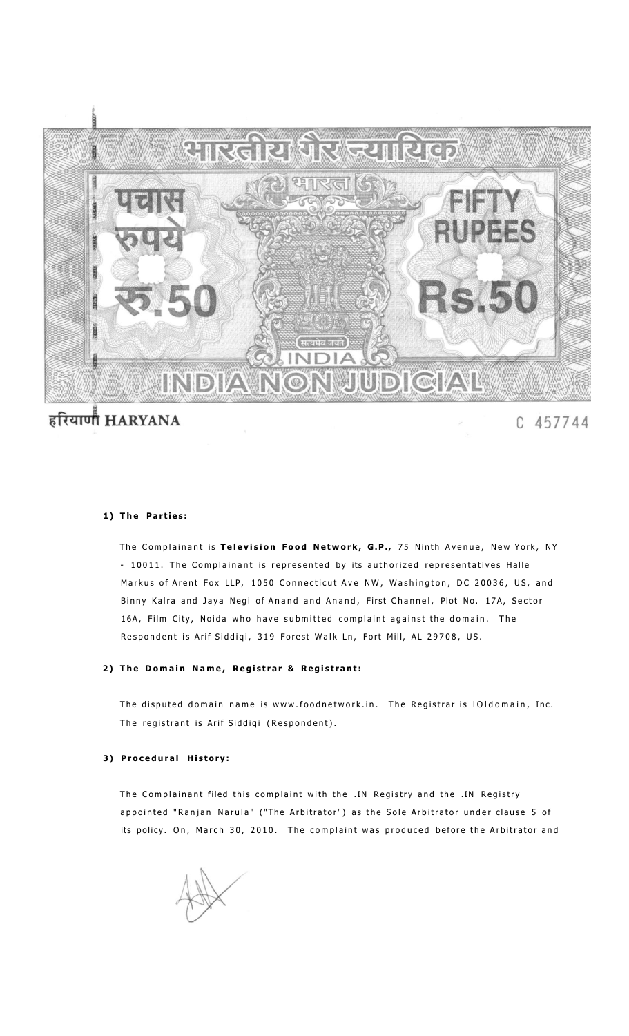भारतीय गैर न्यायिक

पचास रुपये रु.50

FIFTY RUPEES Rs.50

INDIA NON JUDICIAL

हरियाणा HARYANA

C 457744

**1) The Parties:**

The Complainant is **Television Food Network, G.P.,** 75 Ninth Avenue, New York, NY - 10011. The Complainant is represented by its authorized representatives Halle Markus of Arent Fox LLP, 1050 Connecticut Ave NW, Washington, DC 20036, US, and Binny Kalra and Jaya Negi of Anand and Anand, First Channel, Plot No. 17A, Sector 16A, Film City, Noida who have submitted complaint against the domain. The Respondent is Arif Siddiqi, 319 Forest Walk Ln, Fort Mill, AL 29708, US.

**2) The Domain Name, Registrar & Registrant:**

The disputed domain name is www.foodnetwork.in. The Registrar is IOIdomain, Inc. The registrant is Arif Siddiqi (Respondent).

**3) Procedural History:**

The Complainant filed this complaint with the .IN Registry and the .IN Registry appointed "Ranjan Narula" ("The Arbitrator") as the Sole Arbitrator under clause 5 of its policy. On, March 30, 2010. The complaint was produced before the Arbitrator and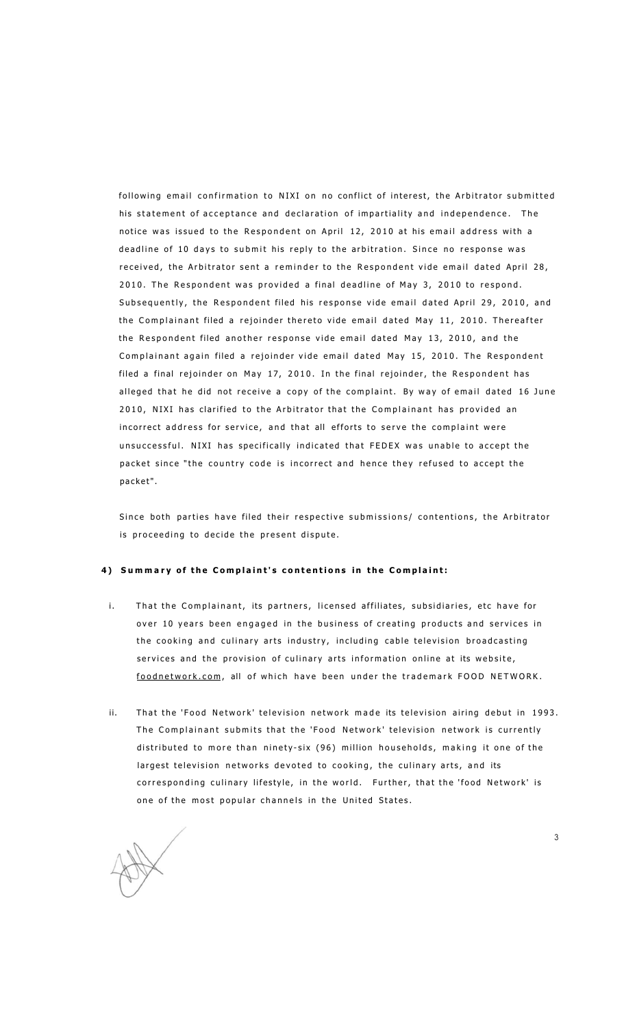following email confirmation to NIXI on no conflict of interest, the Arbitrator submitted his statement of acceptance and declaration of impartiality and independence. The notice was issued to the Respondent on April 12, 2010 at his email address with a deadline of 10 days to submit his reply to the arbitration. Since no response was received, the Arbitrator sent a reminder to the Respondent vide email dated April 28, 2010. The Respondent was provided a final deadline of May 3, 2010 to respond. Subsequently, the Respondent filed his response vide email dated April 29, 2010, and the Complainant filed a rejoinder thereto vide email dated May 11, 2010. Thereafter the Respondent filed another response vide email dated May 13, 2010, and the Complainant again filed a rejoinder vide email dated May 15, 2010. The Respondent filed a final rejoinder on May 17, 2010. In the final rejoinder, the Respondent has alleged that he did not receive a copy of the complaint. By way of email dated 16 June 2010, NIXI has clarified to the Arbitrator that the Complainant has provided an incorrect address for service, and that all efforts to serve the complaint were unsuccessful. NIXI has specifically indicated that FEDEX was unable to accept the packet since "the country code is incorrect and hence they refused to accept the packet".

Since both parties have filed their respective submissions/ contentions, the Arbitrator is proceeding to decide the present dispute.

**4) Summary of the Complaint's contentions in the Complaint:**

i. That the Complainant, its partners, licensed affiliates, subsidiaries, etc have for over 10 years been engaged in the business of creating products and services in the cooking and culinary arts industry, including cable television broadcasting services and the provision of culinary arts information online at its website, foodnetwork.com, all of which have been under the trademark FOOD NETWORK.

ii. That the 'Food Network' television network made its television airing debut in 1993. The Complainant submits that the 'Food Network' television network is currently distributed to more than ninety-six (96) million households, making it one of the largest television networks devoted to cooking, the culinary arts, and its corresponding culinary lifestyle, in the world. Further, that the 'food Network' is one of the most popular channels in the United States.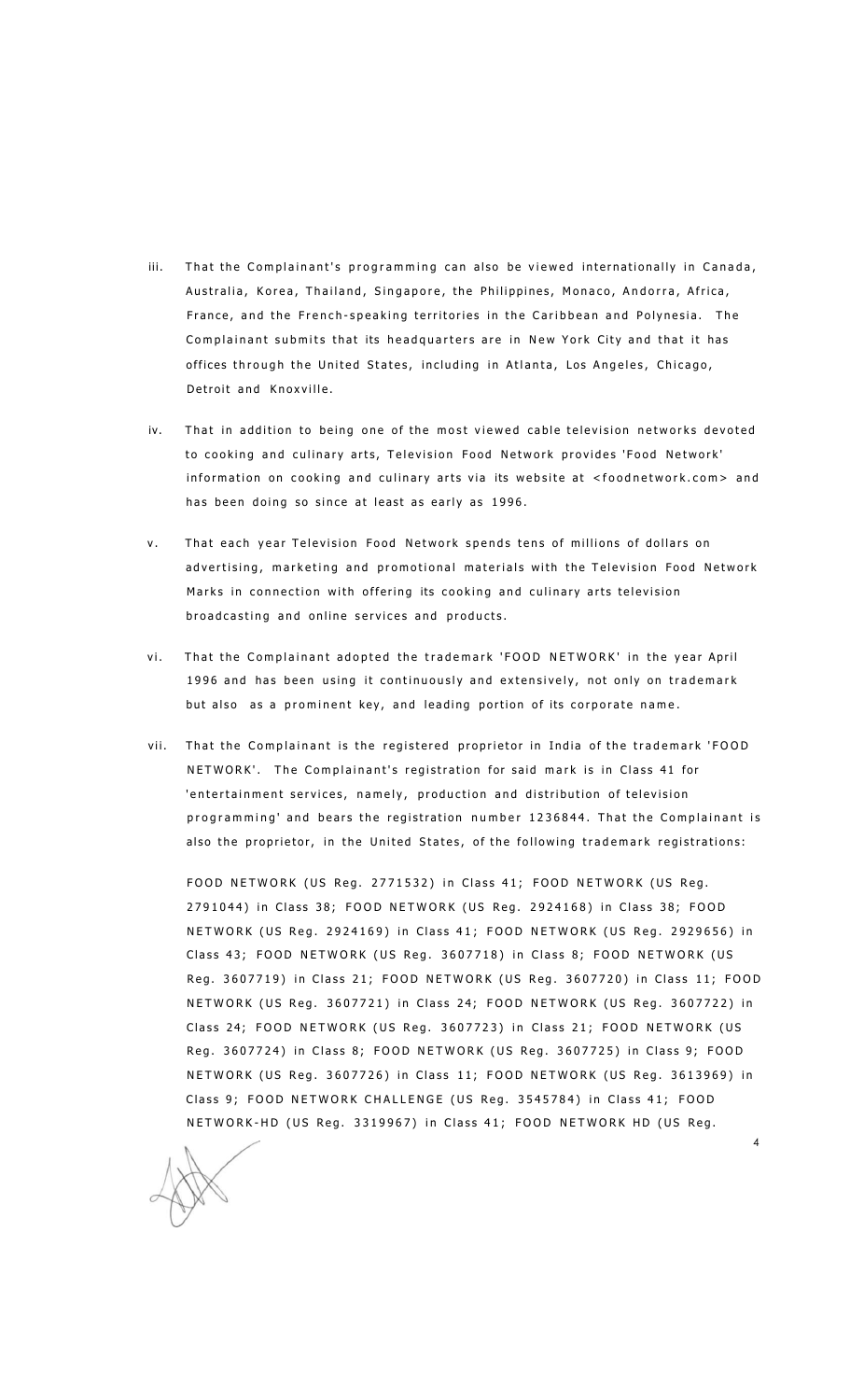iii. That the Complainant's programming can also be viewed internationally in Canada, Australia, Korea, Thailand, Singapore, the Philippines, Monaco, Andorra, Africa, France, and the French-speaking territories in the Caribbean and Polynesia. The Complainant submits that its headquarters are in New York City and that it has offices through the United States, including in Atlanta, Los Angeles, Chicago, Detroit and Knoxville.

iv. That in addition to being one of the most viewed cable television networks devoted to cooking and culinary arts, Television Food Network provides 'Food Network' information on cooking and culinary arts via its website at <foodnetwork.com> and has been doing so since at least as early as 1996.

v. That each year Television Food Network spends tens of millions of dollars on advertising, marketing and promotional materials with the Television Food Network Marks in connection with offering its cooking and culinary arts television broadcasting and online services and products.

vi. That the Complainant adopted the trademark 'FOOD NETWORK' in the year April 1996 and has been using it continuously and extensively, not only on trademark but also as a prominent key, and leading portion of its corporate name.

vii. That the Complainant is the registered proprietor in India of the trademark 'FOOD NETWORK'. The Complainant's registration for said mark is in Class 41 for 'entertainment services, namely, production and distribution of television programming' and bears the registration number 1236844. That the Complainant is also the proprietor, in the United States, of the following trademark registrations:

FOOD NETWORK (US Reg. 2771532) in Class 41; FOOD NETWORK (US Reg. 2791044) in Class 38; FOOD NETWORK (US Reg. 2924168) in Class 38; FOOD NETWORK (US Reg. 2924169) in Class 41; FOOD NETWORK (US Reg. 2929656) in Class 43; FOOD NETWORK (US Reg. 3607718) in Class 8; FOOD NETWORK (US Reg. 3607719) in Class 21; FOOD NETWORK (US Reg. 3607720) in Class 11; FOOD NETWORK (US Reg. 3607721) in Class 24; FOOD NETWORK (US Reg. 3607722) in Class 24; FOOD NETWORK (US Reg. 3607723) in Class 21; FOOD NETWORK (US Reg. 3607724) in Class 8; FOOD NETWORK (US Reg. 3607725) in Class 9; FOOD NETWORK (US Reg. 3607726) in Class 11; FOOD NETWORK (US Reg. 3613969) in Class 9; FOOD NETWORK CHALLENGE (US Reg. 3545784) in Class 41; FOOD NETWORK-HD (US Reg. 3319967) in Class 41; FOOD NETWORK HD (US Reg.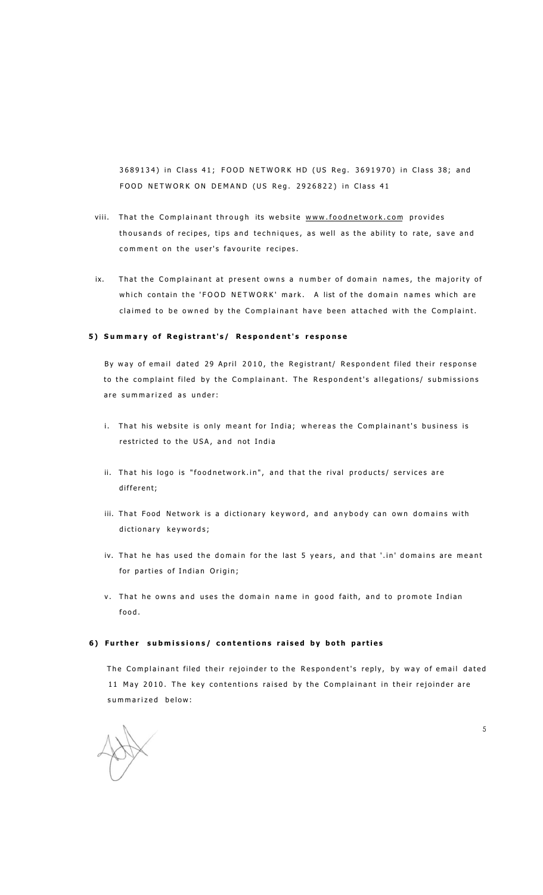3689134) in Class 41; FOOD NETWORK HD (US Reg. 3691970) in Class 38; and FOOD NETWORK ON DEMAND (US Reg. 2926822) in Class 41

viii. That the Complainant through its website www.foodnetwork.com provides thousands of recipes, tips and techniques, as well as the ability to rate, save and comment on the user's favourite recipes.

ix. That the Complainant at present owns a number of domain names, the majority of which contain the 'FOOD NETWORK' mark. A list of the domain names which are claimed to be owned by the Complainant have been attached with the Complaint.

**5) Summary of Registrant's/ Respondent's response**

By way of email dated 29 April 2010, the Registrant/ Respondent filed their response to the complaint filed by the Complainant. The Respondent's allegations/ submissions are summarized as under:

i. That his website is only meant for India; whereas the Complainant's business is restricted to the USA, and not India

ii. That his logo is "foodnetwork.in", and that the rival products/ services are different;

iii. That Food Network is a dictionary keyword, and anybody can own domains with dictionary keywords;

iv. That he has used the domain for the last 5 years, and that '.in' domains are meant for parties of Indian Origin;

v. That he owns and uses the domain name in good faith, and to promote Indian food.

**6) Further submissions/ contentions raised by both parties**

The Complainant filed their rejoinder to the Respondent's reply, by way of email dated 11 May 2010. The key contentions raised by the Complainant in their rejoinder are summarized below: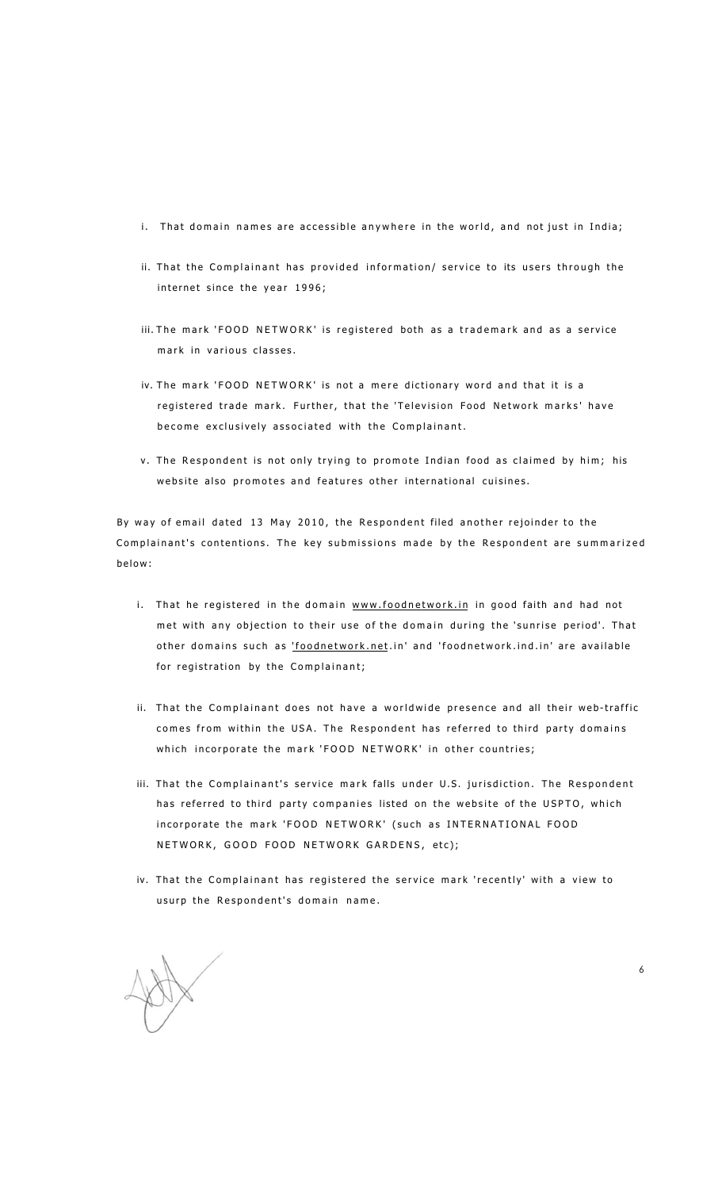i. That domain names are accessible anywhere in the world, and not just in India;

ii. That the Complainant has provided information/ service to its users through the internet since the year 1996;

iii. The mark 'FOOD NETWORK' is registered both as a trademark and as a service mark in various classes.

iv. The mark 'FOOD NETWORK' is not a mere dictionary word and that it is a registered trade mark. Further, that the 'Television Food Network marks' have become exclusively associated with the Complainant.

v. The Respondent is not only trying to promote Indian food as claimed by him; his website also promotes and features other international cuisines.

By way of email dated 13 May 2010, the Respondent filed another rejoinder to the Complainant's contentions. The key submissions made by the Respondent are summarized below:

i. That he registered in the domain www.foodnetwork.in in good faith and had not met with any objection to their use of the domain during the 'sunrise period'. That other domains such as 'foodnetwork.net.in' and 'foodnetwork.ind.in' are available for registration by the Complainant;

ii. That the Complainant does not have a worldwide presence and all their web-traffic comes from within the USA. The Respondent has referred to third party domains which incorporate the mark 'FOOD NETWORK' in other countries;

iii. That the Complainant's service mark falls under U.S. jurisdiction. The Respondent has referred to third party companies listed on the website of the USPTO, which incorporate the mark 'FOOD NETWORK' (such as INTERNATIONAL FOOD NETWORK, GOOD FOOD NETWORK GARDENS, etc);

iv. That the Complainant has registered the service mark 'recently' with a view to usurp the Respondent's domain name.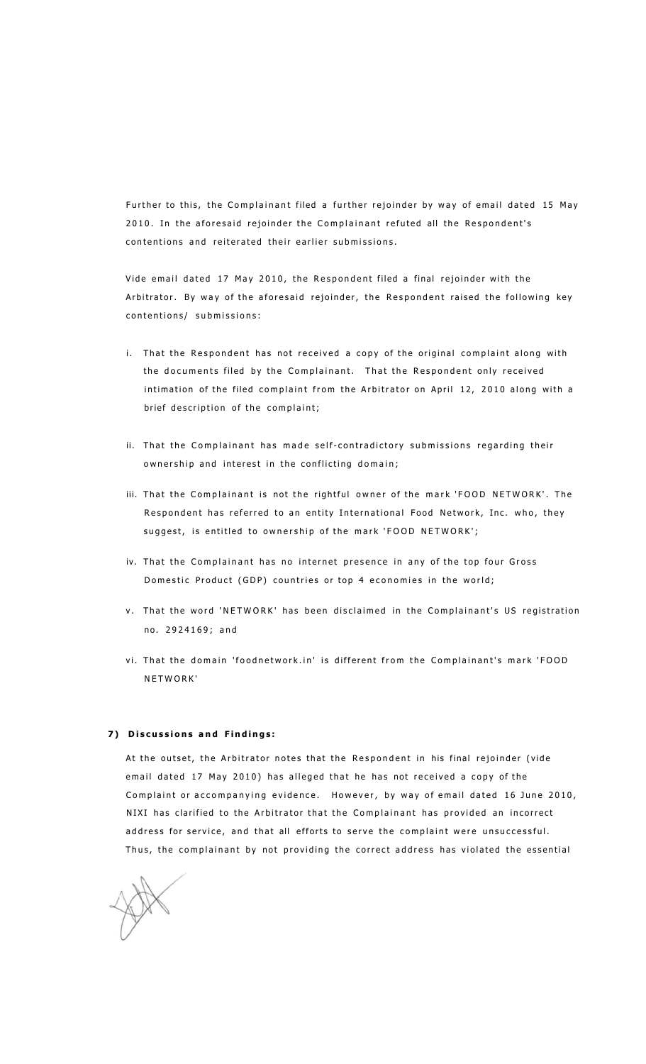Further to this, the Complainant filed a further rejoinder by way of email dated 15 May 2010. In the aforesaid rejoinder the Complainant refuted all the Respondent's contentions and reiterated their earlier submissions.

Vide email dated 17 May 2010, the Respondent filed a final rejoinder with the Arbitrator. By way of the aforesaid rejoinder, the Respondent raised the following key contentions/ submissions:

i. That the Respondent has not received a copy of the original complaint along with the documents filed by the Complainant. That the Respondent only received intimation of the filed complaint from the Arbitrator on April 12, 2010 along with a brief description of the complaint;

ii. That the Complainant has made self-contradictory submissions regarding their ownership and interest in the conflicting domain;

iii. That the Complainant is not the rightful owner of the mark 'FOOD NETWORK'. The Respondent has referred to an entity International Food Network, Inc. who, they suggest, is entitled to ownership of the mark 'FOOD NETWORK';

iv. That the Complainant has no internet presence in any of the top four Gross Domestic Product (GDP) countries or top 4 economies in the world;

v. That the word 'NETWORK' has been disclaimed in the Complainant's US registration no. 2924169; and

vi. That the domain 'foodnetwork.in' is different from the Complainant's mark 'FOOD NETWORK'

**7) Discussions and Findings:**

At the outset, the Arbitrator notes that the Respondent in his final rejoinder (vide email dated 17 May 2010) has alleged that he has not received a copy of the Complaint or accompanying evidence. However, by way of email dated 16 June 2010, NIXI has clarified to the Arbitrator that the Complainant has provided an incorrect address for service, and that all efforts to serve the complaint were unsuccessful. Thus, the complainant by not providing the correct address has violated the essential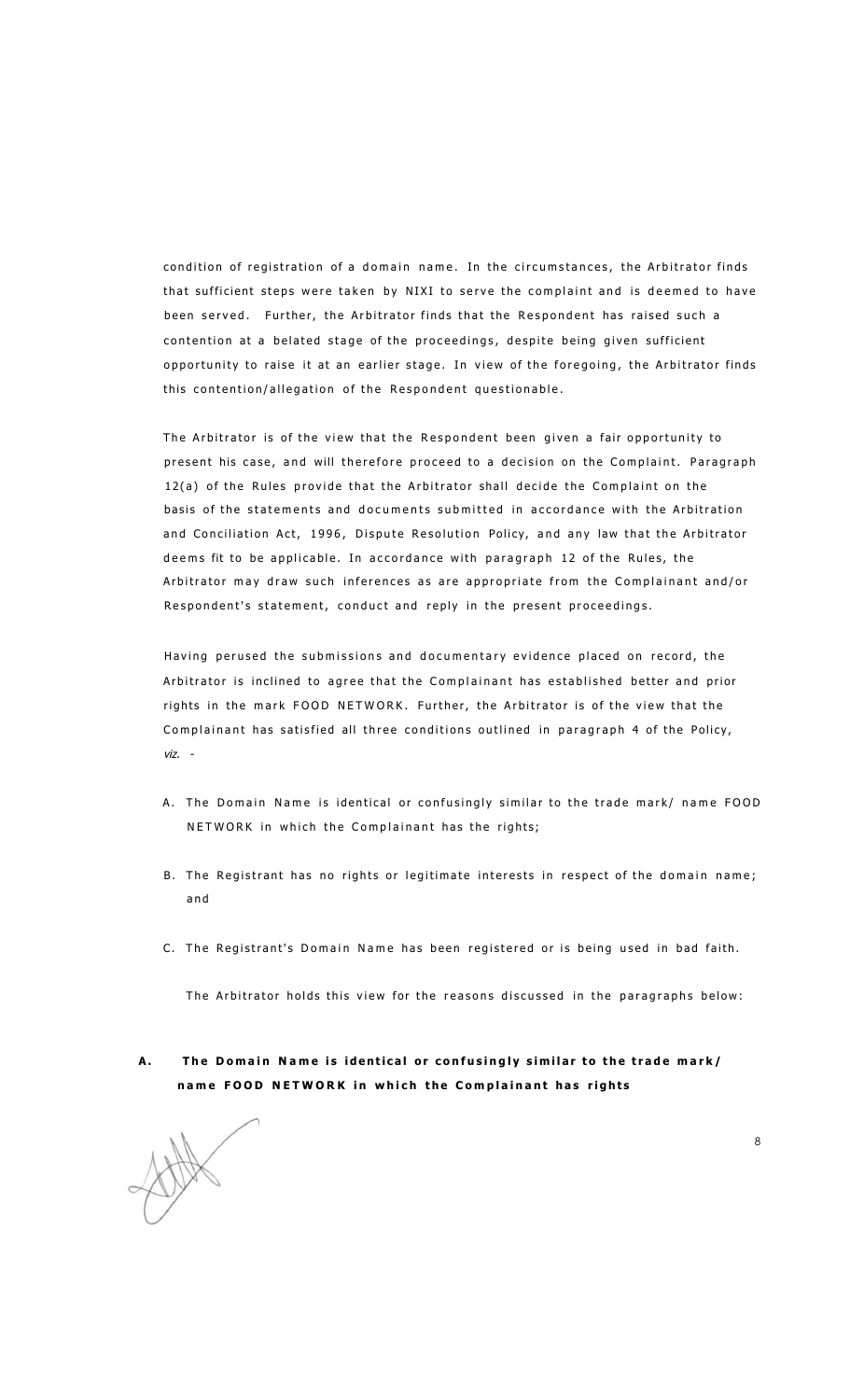condition of registration of a domain name. In the circumstances, the Arbitrator finds that sufficient steps were taken by NIXI to serve the complaint and is deemed to have been served. Further, the Arbitrator finds that the Respondent has raised such a contention at a belated stage of the proceedings, despite being given sufficient opportunity to raise it at an earlier stage. In view of the foregoing, the Arbitrator finds this contention/allegation of the Respondent questionable.

The Arbitrator is of the view that the Respondent been given a fair opportunity to present his case, and will therefore proceed to a decision on the Complaint. Paragraph 12(a) of the Rules provide that the Arbitrator shall decide the Complaint on the basis of the statements and documents submitted in accordance with the Arbitration and Conciliation Act, 1996, Dispute Resolution Policy, and any law that the Arbitrator deems fit to be applicable. In accordance with paragraph 12 of the Rules, the Arbitrator may draw such inferences as are appropriate from the Complainant and/or Respondent's statement, conduct and reply in the present proceedings.

Having perused the submissions and documentary evidence placed on record, the Arbitrator is inclined to agree that the Complainant has established better and prior rights in the mark FOOD NETWORK. Further, the Arbitrator is of the view that the Complainant has satisfied all three conditions outlined in paragraph 4 of the Policy, *viz.* -

A. The Domain Name is identical or confusingly similar to the trade mark/ name FOOD NETWORK in which the Complainant has the rights;

B. The Registrant has no rights or legitimate interests in respect of the domain name; and

C. The Registrant's Domain Name has been registered or is being used in bad faith.

The Arbitrator holds this view for the reasons discussed in the paragraphs below:

**A. The Domain Name is identical or confusingly similar to the trade mark/ name FOOD NETWORK in which the Complainant has rights**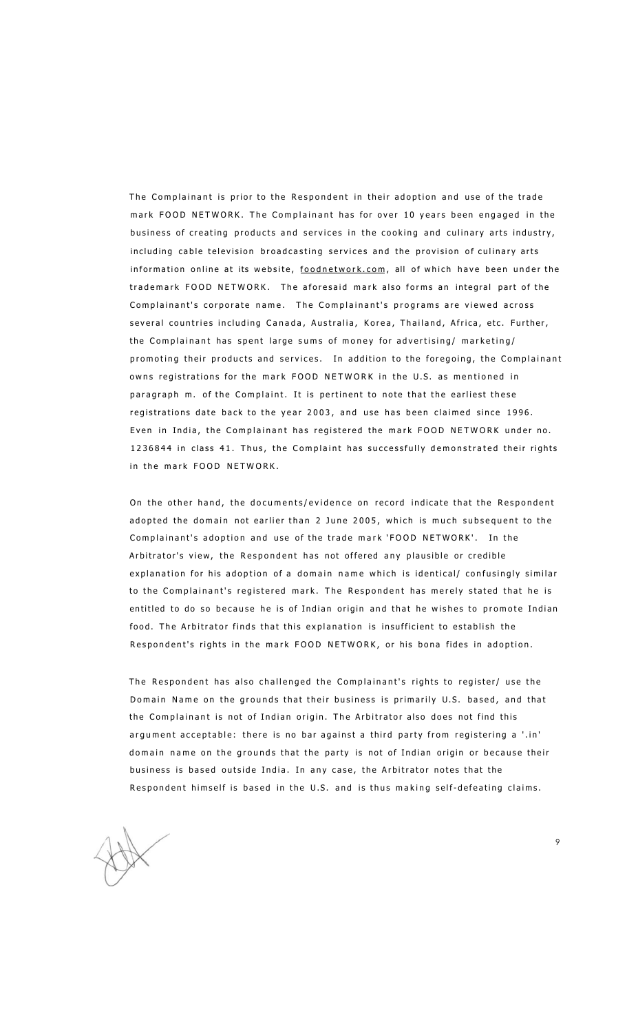The Complainant is prior to the Respondent in their adoption and use of the trade mark FOOD NETWORK. The Complainant has for over 10 years been engaged in the business of creating products and services in the cooking and culinary arts industry, including cable television broadcasting services and the provision of culinary arts information online at its website, foodnetwork.com, all of which have been under the trademark FOOD NETWORK. The aforesaid mark also forms an integral part of the Complainant's corporate name. The Complainant's programs are viewed across several countries including Canada, Australia, Korea, Thailand, Africa, etc. Further, the Complainant has spent large sums of money for advertising/ marketing/ promoting their products and services. In addition to the foregoing, the Complainant owns registrations for the mark FOOD NETWORK in the U.S. as mentioned in paragraph m. of the Complaint. It is pertinent to note that the earliest these registrations date back to the year 2003, and use has been claimed since 1996. Even in India, the Complainant has registered the mark FOOD NETWORK under no. 1236844 in class 41. Thus, the Complaint has successfully demonstrated their rights in the mark FOOD NETWORK.

On the other hand, the documents/evidence on record indicate that the Respondent adopted the domain not earlier than 2 June 2005, which is much subsequent to the Complainant's adoption and use of the trade mark 'FOOD NETWORK'. In the Arbitrator's view, the Respondent has not offered any plausible or credible explanation for his adoption of a domain name which is identical/ confusingly similar to the Complainant's registered mark. The Respondent has merely stated that he is entitled to do so because he is of Indian origin and that he wishes to promote Indian food. The Arbitrator finds that this explanation is insufficient to establish the Respondent's rights in the mark FOOD NETWORK, or his bona fides in adoption.

The Respondent has also challenged the Complainant's rights to register/ use the Domain Name on the grounds that their business is primarily U.S. based, and that the Complainant is not of Indian origin. The Arbitrator also does not find this argument acceptable: there is no bar against a third party from registering a '.in' domain name on the grounds that the party is not of Indian origin or because their business is based outside India. In any case, the Arbitrator notes that the Respondent himself is based in the U.S. and is thus making self-defeating claims.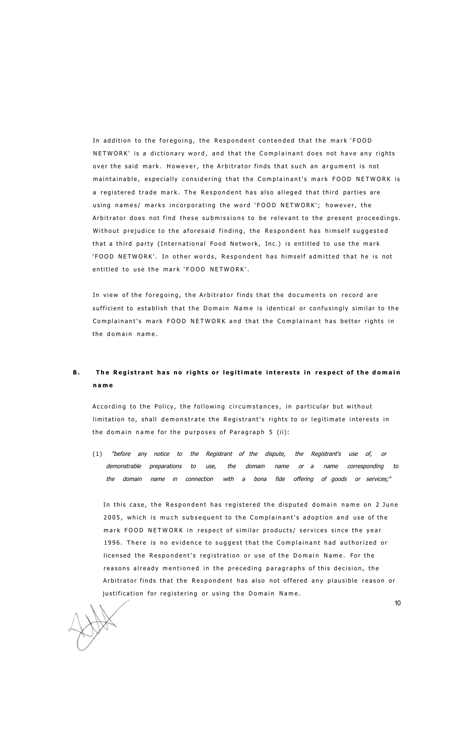In addition to the foregoing, the Respondent contended that the mark 'FOOD NETWORK' is a dictionary word, and that the Complainant does not have any rights over the said mark. However, the Arbitrator finds that such an argument is not maintainable, especially considering that the Complainant's mark FOOD NETWORK is a registered trade mark. The Respondent has also alleged that third parties are using names/ marks incorporating the word 'FOOD NETWORK'; however, the Arbitrator does not find these submissions to be relevant to the present proceedings. Without prejudice to the aforesaid finding, the Respondent has himself suggested that a third party (International Food Network, Inc.) is entitled to use the mark 'FOOD NETWORK'. In other words, Respondent has himself admitted that he is not entitled to use the mark 'FOOD NETWORK'.

In view of the foregoing, the Arbitrator finds that the documents on record are sufficient to establish that the Domain Name is identical or confusingly similar to the Complainant's mark FOOD NETWORK and that the Complainant has better rights in the domain name.

## B. The Registrant has no rights or legitimate interests in respect of the domain name

According to the Policy, the following circumstances, in particular but without limitation to, shall demonstrate the Registrant's rights to or legitimate interests in the domain name for the purposes of Paragraph 5 (ii):

(1) *"before any notice to the Registrant of the dispute, the Registrant's use of, or demonstrable preparations to use, the domain name or a name corresponding to the domain name in connection with a bona fide offering of goods or services;"*

In this case, the Respondent has registered the disputed domain name on 2 June 2005, which is much subsequent to the Complainant's adoption and use of the mark FOOD NETWORK in respect of similar products/ services since the year 1996. There is no evidence to suggest that the Complainant had authorized or licensed the Respondent's registration or use of the Domain Name. For the reasons already mentioned in the preceding paragraphs of this decision, the Arbitrator finds that the Respondent has also not offered any plausible reason or justification for registering or using the Domain Name.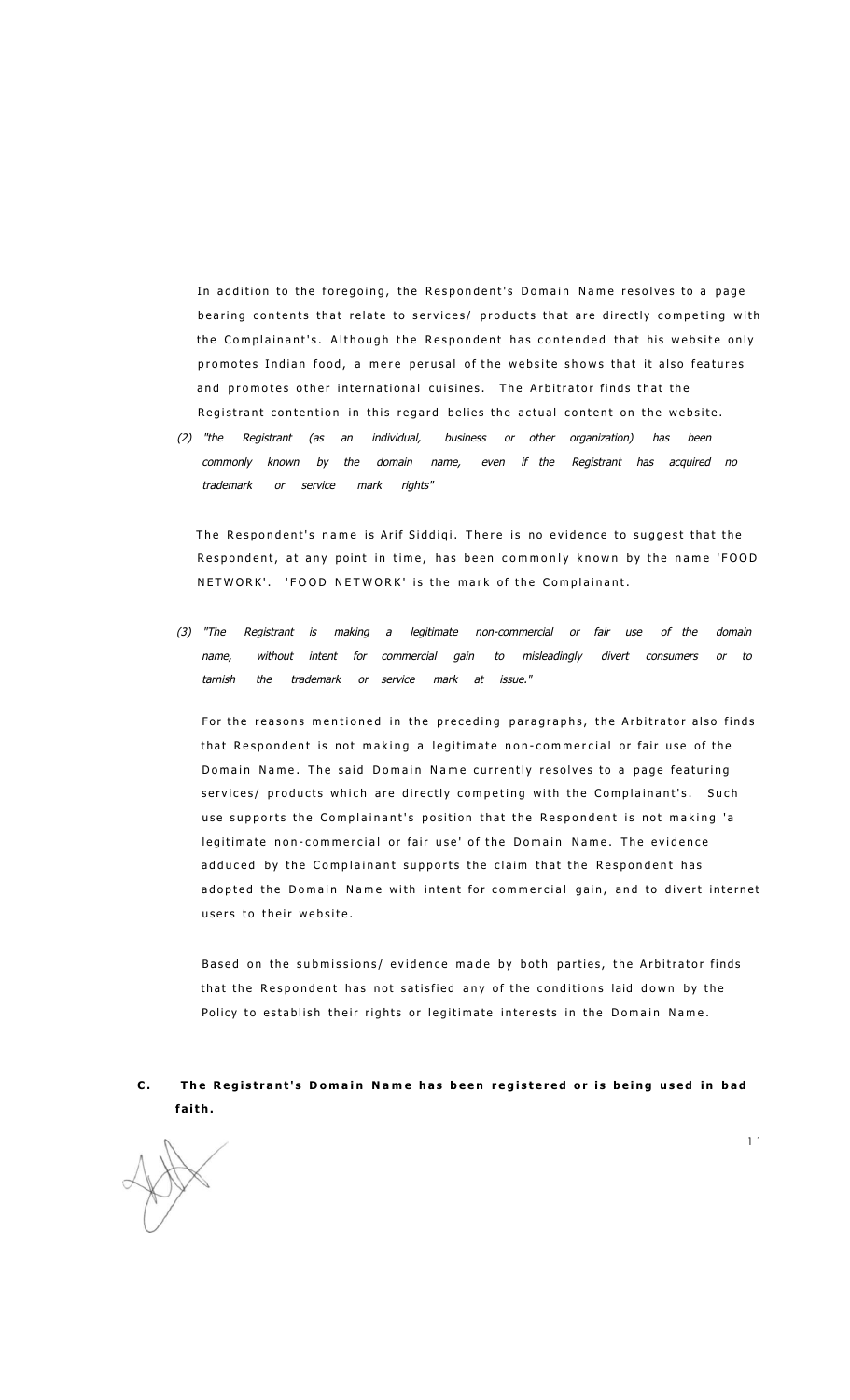In addition to the foregoing, the Respondent's Domain Name resolves to a page bearing contents that relate to services/ products that are directly competing with the Complainant's. Although the Respondent has contended that his website only promotes Indian food, a mere perusal of the website shows that it also features and promotes other international cuisines. The Arbitrator finds that the Registrant contention in this regard belies the actual content on the website.

*(2) "the Registrant (as an individual, business or other organization) has been commonly known by the domain name, even if the Registrant has acquired no trademark or service mark rights"*

The Respondent's name is Arif Siddiqi. There is no evidence to suggest that the Respondent, at any point in time, has been commonly known by the name 'FOOD NETWORK'. 'FOOD NETWORK' is the mark of the Complainant.

*(3) "The Registrant is making a legitimate non-commercial or fair use of the domain name, without intent for commercial gain to misleadingly divert consumers or to tarnish the trademark or service mark at issue."*

For the reasons mentioned in the preceding paragraphs, the Arbitrator also finds that Respondent is not making a legitimate non-commercial or fair use of the Domain Name. The said Domain Name currently resolves to a page featuring services/ products which are directly competing with the Complainant's. Such use supports the Complainant's position that the Respondent is not making 'a legitimate non-commercial or fair use' of the Domain Name. The evidence adduced by the Complainant supports the claim that the Respondent has adopted the Domain Name with intent for commercial gain, and to divert internet users to their website.

Based on the submissions/ evidence made by both parties, the Arbitrator finds that the Respondent has not satisfied any of the conditions laid down by the Policy to establish their rights or legitimate interests in the Domain Name.

**C. The Registrant's Domain Name has been registered or is being used in bad faith.**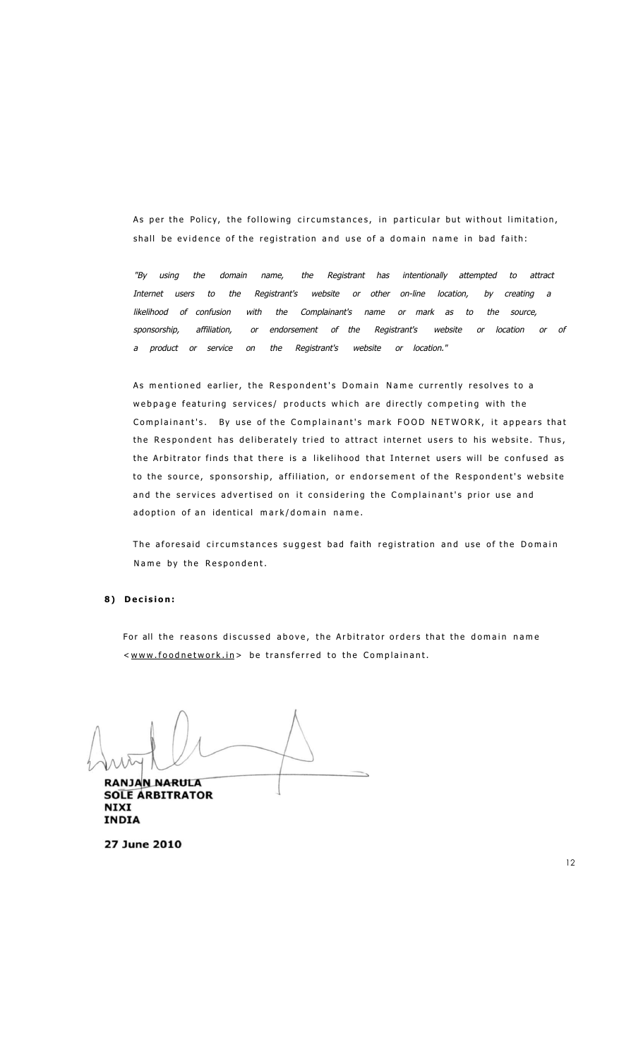As per the Policy, the following circumstances, in particular but without limitation, shall be evidence of the registration and use of a domain name in bad faith:

*"By using the domain name, the Registrant has intentionally attempted to attract Internet users to the Registrant's website or other on-line location, by creating a likelihood of confusion with the Complainant's name or mark as to the source, sponsorship, affiliation, or endorsement of the Registrant's website or location or of a product or service on the Registrant's website or location."*

As mentioned earlier, the Respondent's Domain Name currently resolves to a webpage featuring services/ products which are directly competing with the Complainant's. By use of the Complainant's mark FOOD NETWORK, it appears that the Respondent has deliberately tried to attract internet users to his website. Thus, the Arbitrator finds that there is a likelihood that Internet users will be confused as to the source, sponsorship, affiliation, or endorsement of the Respondent's website and the services advertised on it considering the Complainant's prior use and adoption of an identical mark/domain name.

The aforesaid circumstances suggest bad faith registration and use of the Domain Name by the Respondent.

**8) Decision:**

For all the reasons discussed above, the Arbitrator orders that the domain name <www.foodnetwork.in> be transferred to the Complainant.

**RANJAN NARULA**
**SOLE ARBITRATOR**
**NIXI**
**INDIA**

**27 June 2010**